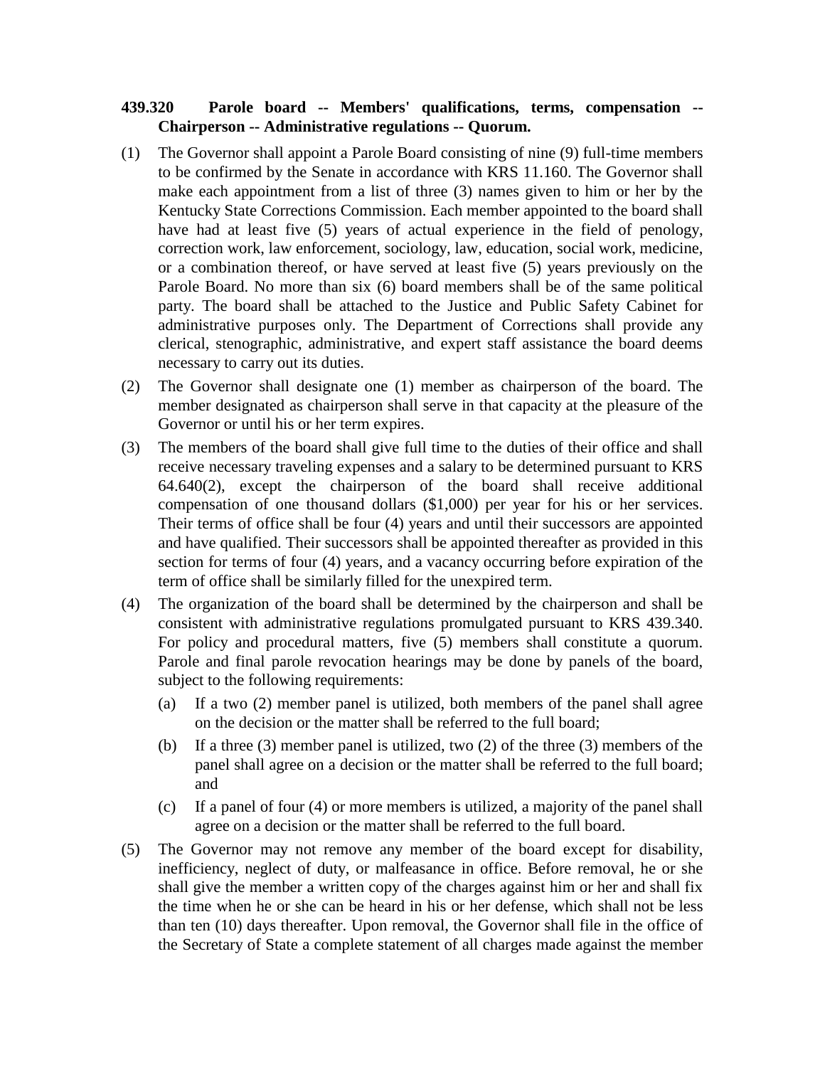**439.320 Parole board -- Members' qualifications, terms, compensation -- Chairperson -- Administrative regulations -- Quorum.**

(1) The Governor shall appoint a Parole Board consisting of nine (9) full-time members to be confirmed by the Senate in accordance with KRS 11.160. The Governor shall make each appointment from a list of three (3) names given to him or her by the Kentucky State Corrections Commission. Each member appointed to the board shall have had at least five (5) years of actual experience in the field of penology, correction work, law enforcement, sociology, law, education, social work, medicine, or a combination thereof, or have served at least five (5) years previously on the Parole Board. No more than six (6) board members shall be of the same political party. The board shall be attached to the Justice and Public Safety Cabinet for administrative purposes only. The Department of Corrections shall provide any clerical, stenographic, administrative, and expert staff assistance the board deems necessary to carry out its duties.

(2) The Governor shall designate one (1) member as chairperson of the board. The member designated as chairperson shall serve in that capacity at the pleasure of the Governor or until his or her term expires.

(3) The members of the board shall give full time to the duties of their office and shall receive necessary traveling expenses and a salary to be determined pursuant to KRS 64.640(2), except the chairperson of the board shall receive additional compensation of one thousand dollars ($1,000) per year for his or her services. Their terms of office shall be four (4) years and until their successors are appointed and have qualified. Their successors shall be appointed thereafter as provided in this section for terms of four (4) years, and a vacancy occurring before expiration of the term of office shall be similarly filled for the unexpired term.

(4) The organization of the board shall be determined by the chairperson and shall be consistent with administrative regulations promulgated pursuant to KRS 439.340. For policy and procedural matters, five (5) members shall constitute a quorum. Parole and final parole revocation hearings may be done by panels of the board, subject to the following requirements:

   (a) If a two (2) member panel is utilized, both members of the panel shall agree on the decision or the matter shall be referred to the full board;

   (b) If a three (3) member panel is utilized, two (2) of the three (3) members of the panel shall agree on a decision or the matter shall be referred to the full board; and

   (c) If a panel of four (4) or more members is utilized, a majority of the panel shall agree on a decision or the matter shall be referred to the full board.

(5) The Governor may not remove any member of the board except for disability, inefficiency, neglect of duty, or malfeasance in office. Before removal, he or she shall give the member a written copy of the charges against him or her and shall fix the time when he or she can be heard in his or her defense, which shall not be less than ten (10) days thereafter. Upon removal, the Governor shall file in the office of the Secretary of State a complete statement of all charges made against the member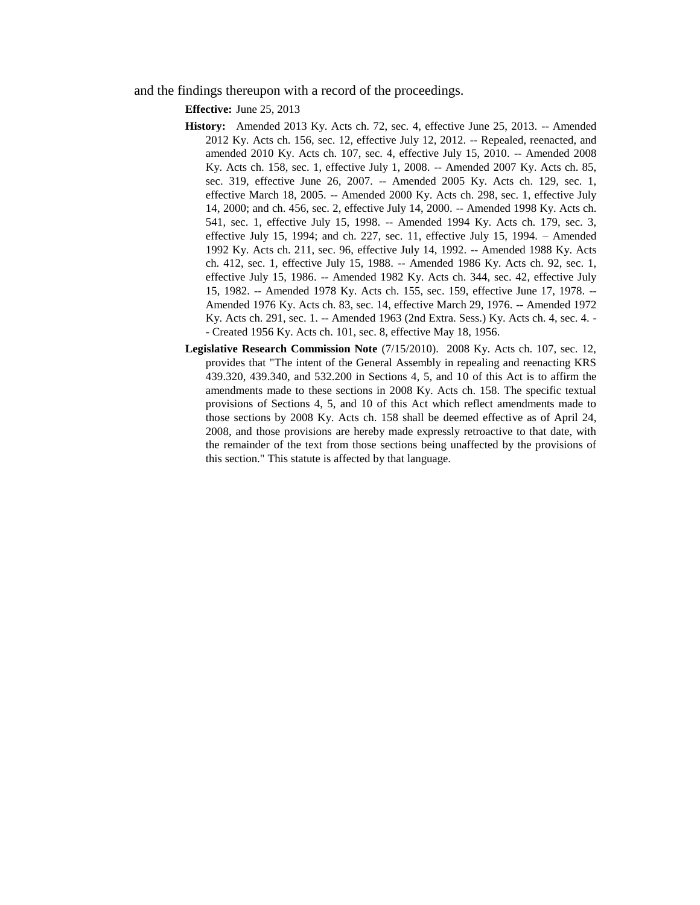and the findings thereupon with a record of the proceedings.

**Effective:** June 25, 2013

**History:** Amended 2013 Ky. Acts ch. 72, sec. 4, effective June 25, 2013. -- Amended 2012 Ky. Acts ch. 156, sec. 12, effective July 12, 2012. -- Repealed, reenacted, and amended 2010 Ky. Acts ch. 107, sec. 4, effective July 15, 2010. -- Amended 2008 Ky. Acts ch. 158, sec. 1, effective July 1, 2008. -- Amended 2007 Ky. Acts ch. 85, sec. 319, effective June 26, 2007. -- Amended 2005 Ky. Acts ch. 129, sec. 1, effective March 18, 2005. -- Amended 2000 Ky. Acts ch. 298, sec. 1, effective July 14, 2000; and ch. 456, sec. 2, effective July 14, 2000. -- Amended 1998 Ky. Acts ch. 541, sec. 1, effective July 15, 1998. -- Amended 1994 Ky. Acts ch. 179, sec. 3, effective July 15, 1994; and ch. 227, sec. 11, effective July 15, 1994. – Amended 1992 Ky. Acts ch. 211, sec. 96, effective July 14, 1992. -- Amended 1988 Ky. Acts ch. 412, sec. 1, effective July 15, 1988. -- Amended 1986 Ky. Acts ch. 92, sec. 1, effective July 15, 1986. -- Amended 1982 Ky. Acts ch. 344, sec. 42, effective July 15, 1982. -- Amended 1978 Ky. Acts ch. 155, sec. 159, effective June 17, 1978. -- Amended 1976 Ky. Acts ch. 83, sec. 14, effective March 29, 1976. -- Amended 1972 Ky. Acts ch. 291, sec. 1. -- Amended 1963 (2nd Extra. Sess.) Ky. Acts ch. 4, sec. 4. -- Created 1956 Ky. Acts ch. 101, sec. 8, effective May 18, 1956.

**Legislative Research Commission Note** (7/15/2010). 2008 Ky. Acts ch. 107, sec. 12, provides that "The intent of the General Assembly in repealing and reenacting KRS 439.320, 439.340, and 532.200 in Sections 4, 5, and 10 of this Act is to affirm the amendments made to these sections in 2008 Ky. Acts ch. 158. The specific textual provisions of Sections 4, 5, and 10 of this Act which reflect amendments made to those sections by 2008 Ky. Acts ch. 158 shall be deemed effective as of April 24, 2008, and those provisions are hereby made expressly retroactive to that date, with the remainder of the text from those sections being unaffected by the provisions of this section." This statute is affected by that language.